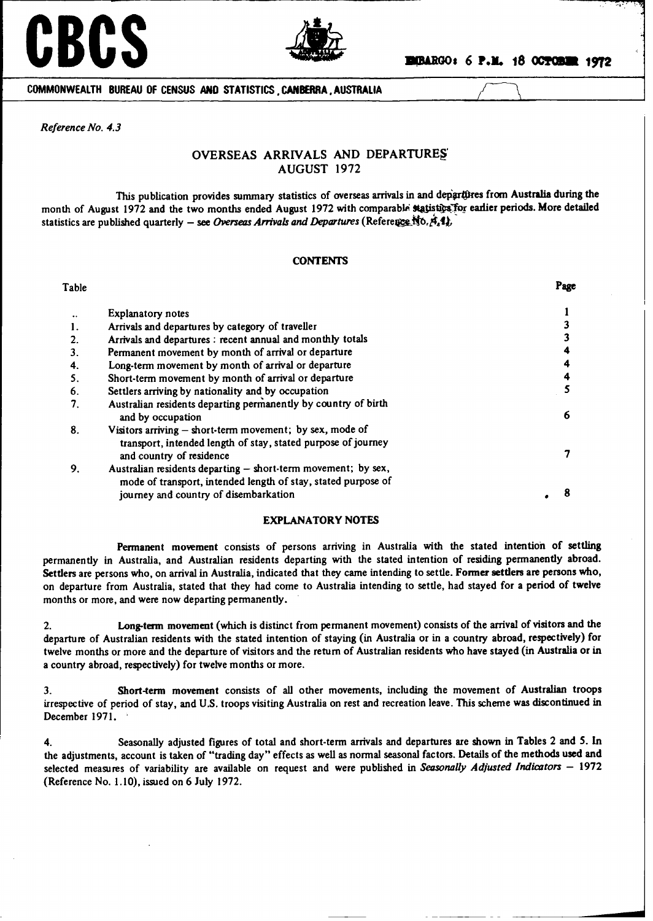# CBCS

EMBARGO: 6 P.M. 18 OCTOBER 1972

COMMONWEALTH BUREAU OF CENSUS AND STATISTICS, CANBERRA, AUSTRALIA

*Reference No. 4.3*

## OVERSEAS ARRIVALS AND DEPARTURES
## AUGUST 1972

This publication provides summary statistics of overseas arrivals in and departures from Australia during the month of August 1972 and the two months ended August 1972 with comparable statistics for earlier periods. More detailed statistics are published quarterly – see *Overseas Arrivals and Departures* (Reference No. 4.4).

### CONTENTS

| Table | | Page |
|---|---|---|
| .. | Explanatory notes | 1 |
| 1. | Arrivals and departures by category of traveller | 3 |
| 2. | Arrivals and departures : recent annual and monthly totals | 3 |
| 3. | Permanent movement by month of arrival or departure | 4 |
| 4. | Long-term movement by month of arrival or departure | 4 |
| 5. | Short-term movement by month of arrival or departure | 4 |
| 6. | Settlers arriving by nationality and by occupation | 5 |
| 7. | Australian residents departing permanently by country of birth and by occupation | 6 |
| 8. | Visitors arriving – short-term movement; by sex, mode of transport, intended length of stay, stated purpose of journey and country of residence | 7 |
| 9. | Australian residents departing – short-term movement; by sex, mode of transport, intended length of stay, stated purpose of journey and country of disembarkation | 8 |

### EXPLANATORY NOTES

**Permanent movement** consists of persons arriving in Australia with the stated intention of settling permanently in Australia, and Australian residents departing with the stated intention of residing permanently abroad. **Settlers** are persons who, on arrival in Australia, indicated that they came intending to settle. **Former settlers** are persons who, on departure from Australia, stated that they had come to Australia intending to settle, had stayed for a period of twelve months or more, and were now departing permanently.

2. **Long-term movement** (which is distinct from permanent movement) consists of the arrival of visitors and the departure of Australian residents with the stated intention of staying (in Australia or in a country abroad, respectively) for twelve months or more and the departure of visitors and the return of Australian residents who have stayed (in Australia or in a country abroad, respectively) for twelve months or more.

3. **Short-term movement** consists of all other movements, including the movement of Australian troops irrespective of period of stay, and U.S. troops visiting Australia on rest and recreation leave. This scheme was discontinued in December 1971.

4. Seasonally adjusted figures of total and short-term arrivals and departures are shown in Tables 2 and 5. In the adjustments, account is taken of "trading day" effects as well as normal seasonal factors. Details of the methods used and selected measures of variability are available on request and were published in *Seasonally Adjusted Indicators – 1972* (Reference No. 1.10), issued on 6 July 1972.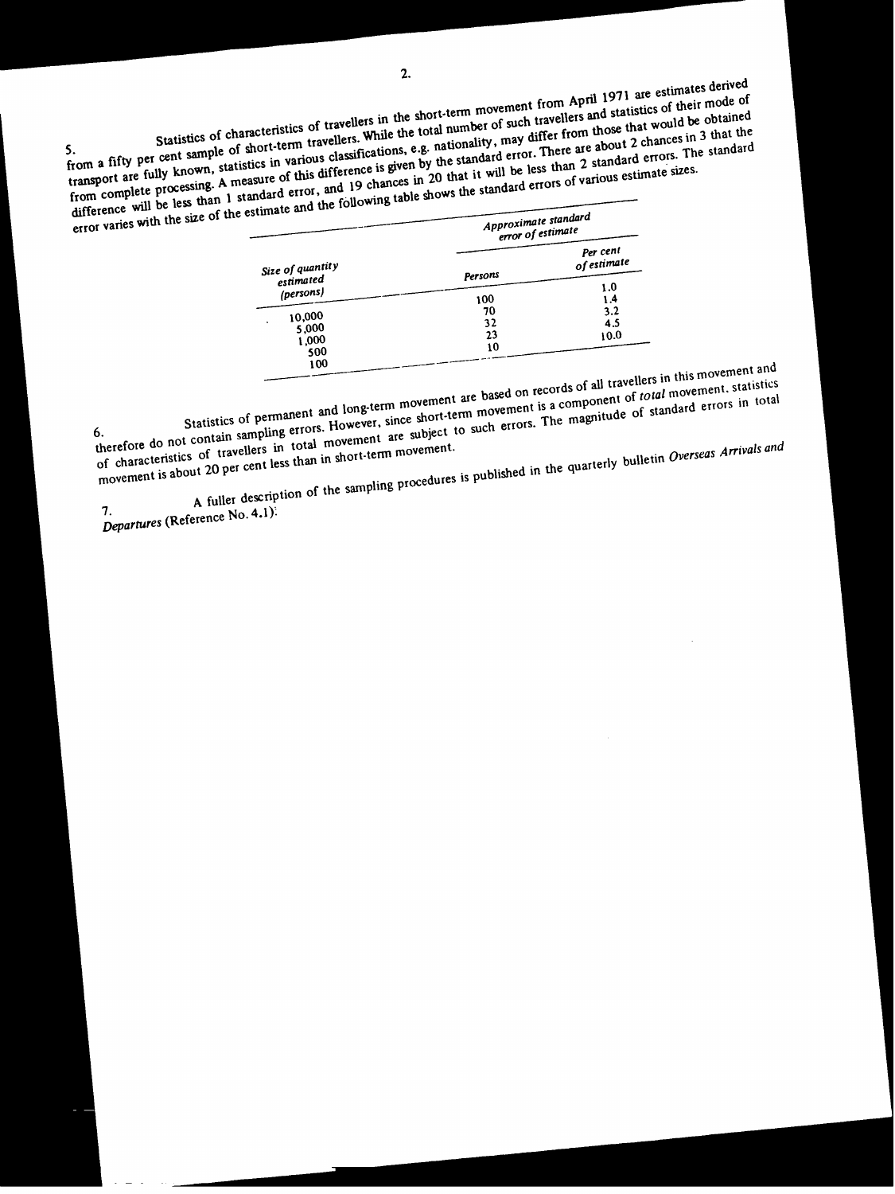5. Statistics of characteristics of travellers in the short-term movement from April 1971 are estimates derived from a fifty per cent sample of short-term travellers. While the total number of such travellers and statistics of their mode of transport are fully known, statistics in various classifications, e.g. nationality, may differ from those that would be obtained from complete processing. A measure of this difference is given by the standard error. There are about 2 chances in 3 that the difference will be less than 1 standard error, and 19 chances in 20 that it will be less than 2 standard errors. The standard error varies with the size of the estimate and the following table shows the standard errors of various estimate sizes.

| *Size of quantity estimated (persons)* | *Approximate standard error of estimate* | |
|---|---|---|
| | *Persons* | *Per cent of estimate* |
| 10,000 | 100 | 1.0 |
| 5,000 | 70 | 1.4 |
| 1,000 | 32 | 3.2 |
| 500 | 23 | 4.5 |
| 100 | 10 | 10.0 |

6. Statistics of permanent and long-term movement are based on records of all travellers in this movement and therefore do not contain sampling errors. However, since short-term movement is a component of *total* movement, statistics of characteristics of travellers in total movement are subject to such errors. The magnitude of standard errors in total movement is about 20 per cent less than in short-term movement.

7. A fuller description of the sampling procedures is published in the quarterly bulletin *Overseas Arrivals and Departures* (Reference No. 4.1).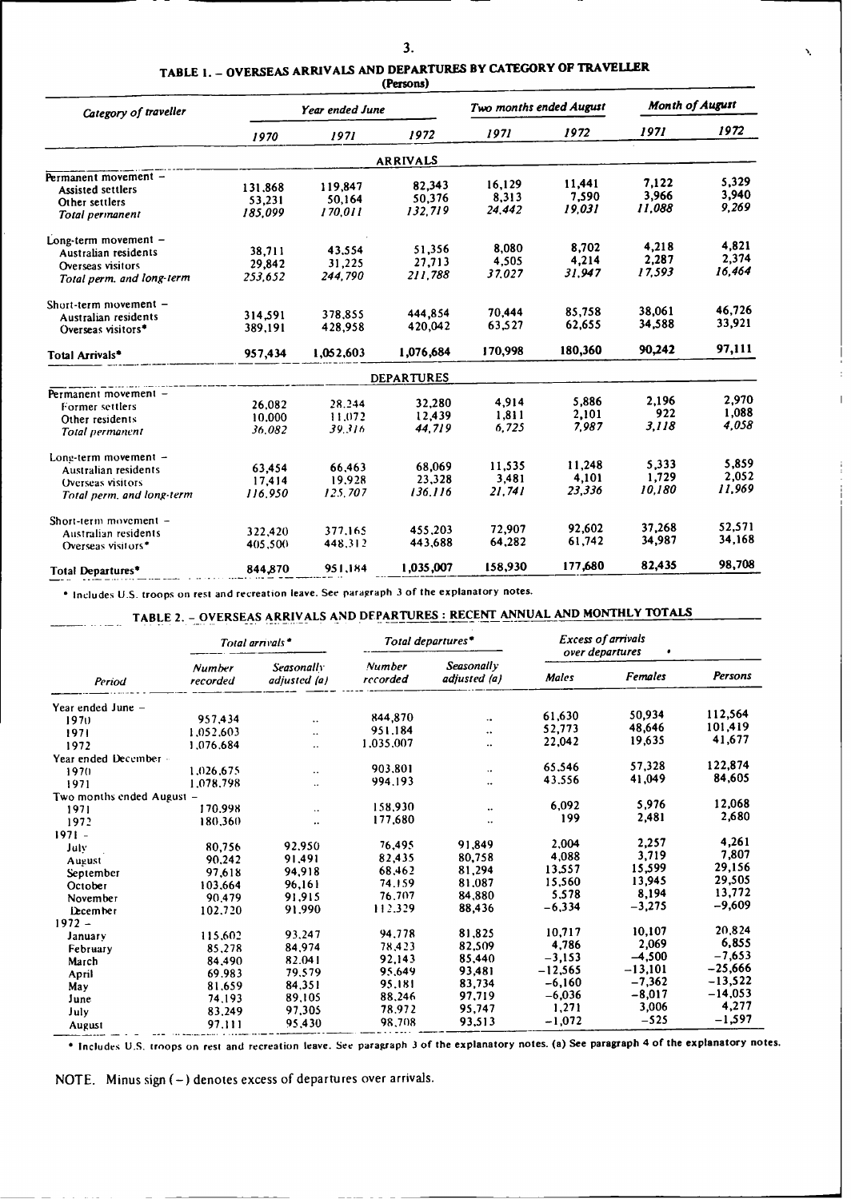## TABLE 1. – OVERSEAS ARRIVALS AND DEPARTURES BY CATEGORY OF TRAVELLER

(Persons)

| Category of traveller | Year ended June | | | Two months ended August | | Month of August | |
|---|---|---|---|---|---|---|---|
| | 1970 | 1971 | 1972 | 1971 | 1972 | 1971 | 1972 |
| **ARRIVALS** | | | | | | | |
| Permanent movement – | | | | | | | |
| Assisted settlers | 131,868 | 119,847 | 82,343 | 16,129 | 11,441 | 7,122 | 5,329 |
| Other settlers | 53,231 | 50,164 | 50,376 | 8,313 | 7,590 | 3,966 | 3,940 |
| *Total permanent* | *185,099* | *170,011* | *132,719* | *24,442* | *19,031* | *11,088* | *9,269* |
| Long-term movement – | | | | | | | |
| Australian residents | 38,711 | 43,554 | 51,356 | 8,080 | 8,702 | 4,218 | 4,821 |
| Overseas visitors | 29,842 | 31,225 | 27,713 | 4,505 | 4,214 | 2,287 | 2,374 |
| *Total perm. and long-term* | *253,652* | *244,790* | *211,788* | *37,027* | *31,947* | *17,593* | *16,464* |
| Short-term movement – | | | | | | | |
| Australian residents | 314,591 | 378,855 | 444,854 | 70,444 | 85,758 | 38,061 | 46,726 |
| Overseas visitors* | 389,191 | 428,958 | 420,042 | 63,527 | 62,655 | 34,588 | 33,921 |
| **Total Arrivals*** | **957,434** | **1,052,603** | **1,076,684** | **170,998** | **180,360** | **90,242** | **97,111** |
| **DEPARTURES** | | | | | | | |
| Permanent movement – | | | | | | | |
| Former settlers | 26,082 | 28,244 | 32,280 | 4,914 | 5,886 | 2,196 | 2,970 |
| Other residents | 10,000 | 11,072 | 12,439 | 1,811 | 2,101 | 922 | 1,088 |
| *Total permanent* | *36,082* | *39,316* | *44,719* | *6,725* | *7,987* | *3,118* | *4,058* |
| Long-term movement – | | | | | | | |
| Australian residents | 63,454 | 66,463 | 68,069 | 11,535 | 11,248 | 5,333 | 5,859 |
| Overseas visitors | 17,414 | 19,928 | 23,328 | 3,481 | 4,101 | 1,729 | 2,052 |
| *Total perm. and long-term* | *116,950* | *125,707* | *136,116* | *21,741* | *23,336* | *10,180* | *11,969* |
| Short-term movement – | | | | | | | |
| Australian residents | 322,420 | 377,165 | 455,203 | 72,907 | 92,602 | 37,268 | 52,571 |
| Overseas visitors* | 405,500 | 448,312 | 443,688 | 64,282 | 61,742 | 34,987 | 34,168 |
| **Total Departures*** | **844,870** | **951,184** | **1,035,007** | **158,930** | **177,680** | **82,435** | **98,708** |

\* Includes U.S. troops on rest and recreation leave. See paragraph 3 of the explanatory notes.

## TABLE 2. – OVERSEAS ARRIVALS AND DEPARTURES : RECENT ANNUAL AND MONTHLY TOTALS

| Period | Total arrivals* | | Total departures* | | Excess of arrivals over departures | | |
|---|---|---|---|---|---|---|---|
| | Number recorded | Seasonally adjusted (a) | Number recorded | Seasonally adjusted (a) | Males | Females | Persons |
| Year ended June – | | | | | | | |
| 1970 | 957,434 | .. | 844,870 | .. | 61,630 | 50,934 | 112,564 |
| 1971 | 1,052,603 | .. | 951,184 | .. | 52,773 | 48,646 | 101,419 |
| 1972 | 1,076,684 | .. | 1,035,007 | .. | 22,042 | 19,635 | 41,677 |
| Year ended December – | | | | | | | |
| 1970 | 1,026,675 | .. | 903,801 | .. | 65,546 | 57,328 | 122,874 |
| 1971 | 1,078,798 | .. | 994,193 | .. | 43,556 | 41,049 | 84,605 |
| Two months ended August – | | | | | | | |
| 1971 | 170,998 | .. | 158,930 | .. | 6,092 | 5,976 | 12,068 |
| 1972 | 180,360 | .. | 177,680 | .. | 199 | 2,481 | 2,680 |
| 1971 – | | | | | | | |
| July | 80,756 | 92,950 | 76,495 | 91,849 | 2,004 | 2,257 | 4,261 |
| August | 90,242 | 91,491 | 82,435 | 80,758 | 4,088 | 3,719 | 7,807 |
| September | 97,618 | 94,918 | 68,462 | 81,294 | 13,557 | 15,599 | 29,156 |
| October | 103,664 | 96,161 | 74,159 | 81,087 | 15,560 | 13,945 | 29,505 |
| November | 90,479 | 91,915 | 76,707 | 84,880 | 5,578 | 8,194 | 13,772 |
| December | 102,720 | 91,990 | 112,329 | 88,436 | −6,334 | −3,275 | −9,609 |
| 1972 – | | | | | | | |
| January | 115,602 | 93,247 | 94,778 | 81,825 | 10,717 | 10,107 | 20,824 |
| February | 85,278 | 84,974 | 78,423 | 82,509 | 4,786 | 2,069 | 6,855 |
| March | 84,490 | 82,041 | 92,143 | 85,440 | −3,153 | −4,500 | −7,653 |
| April | 69,983 | 79,579 | 95,649 | 93,481 | −12,565 | −13,101 | −25,666 |
| May | 81,659 | 84,351 | 95,181 | 83,734 | −6,160 | −7,362 | −13,522 |
| June | 74,193 | 89,105 | 88,246 | 97,719 | −6,036 | −8,017 | −14,053 |
| July | 83,249 | 97,305 | 78,972 | 95,747 | 1,271 | 3,006 | 4,277 |
| August | 97,111 | 95,430 | 98,708 | 93,513 | −1,072 | −525 | −1,597 |

\* Includes U.S. troops on rest and recreation leave. See paragraph 3 of the explanatory notes. (a) See paragraph 4 of the explanatory notes.

NOTE. Minus sign (−) denotes excess of departures over arrivals.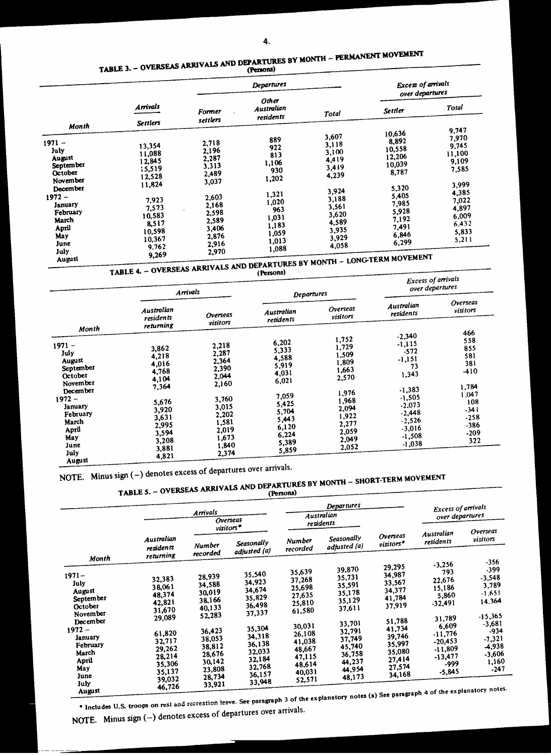## TABLE 3. – OVERSEAS ARRIVALS AND DEPARTURES BY MONTH – PERMANENT MOVEMENT

(Persons)

| Month | Arrivals | Departures | | | Excess of arrivals over departures | |
|---|---|---|---|---|---|---|
| | Settlers | Former settlers | Other Australian residents | Total | Settler | Total |
| 1971 – | | | | | | |
| July | 13,354 | 2,718 | 889 | 3,607 | 10,636 | 9,747 |
| August | 11,088 | 2,196 | 922 | 3,118 | 8,892 | 7,970 |
| September | 12,845 | 2,287 | 813 | 3,100 | 10,558 | 9,745 |
| October | 15,519 | 3,313 | 1,106 | 4,419 | 12,206 | 11,100 |
| November | 12,528 | 2,489 | 930 | 3,419 | 10,039 | 9,109 |
| December | 11,824 | 3,037 | 1,202 | 4,239 | 8,787 | 7,585 |
| 1972 – | | | | | | |
| January | 7,923 | 2,603 | 1,321 | 3,924 | 5,320 | 3,999 |
| February | 7,573 | 2,168 | 1,020 | 3,188 | 5,405 | 4,385 |
| March | 10,583 | 2,598 | 963 | 3,561 | 7,985 | 7,022 |
| April | 8,517 | 2,589 | 1,031 | 3,620 | 5,928 | 4,897 |
| May | 10,598 | 3,406 | 1,183 | 4,589 | 7,192 | 6,009 |
| June | 10,367 | 2,876 | 1,059 | 3,935 | 7,491 | 6,432 |
| July | 9,762 | 2,916 | 1,013 | 3,929 | 6,846 | 5,833 |
| August | 9,269 | 2,970 | 1,088 | 4,058 | 6,299 | 5,211 |

## TABLE 4. – OVERSEAS ARRIVALS AND DEPARTURES BY MONTH – LONG-TERM MOVEMENT

(Persons)

| Month | Arrivals | | Departures | | Excess of arrivals over departures | |
|---|---|---|---|---|---|---|
| | Australian residents returning | Overseas visitors | Australian residents | Overseas visitors | Australian residents | Overseas visitors |
| 1971 – | | | | | | |
| July | 3,862 | 2,218 | 6,202 | 1,752 | -2,340 | 466 |
| August | 4,218 | 2,287 | 5,333 | 1,729 | -1,115 | 558 |
| September | 4,016 | 2,364 | 4,588 | 1,509 | -572 | 855 |
| October | 4,768 | 2,390 | 5,919 | 1,809 | -1,151 | 581 |
| November | 4,104 | 2,044 | 4,031 | 1,663 | 73 | 381 |
| December | 7,364 | 2,160 | 6,021 | 2,570 | 1,343 | -410 |
| 1972 – | | | | | | |
| January | 5,676 | 3,760 | 7,059 | 1,976 | -1,383 | 1,784 |
| February | 3,920 | 3,015 | 5,425 | 1,968 | -1,505 | 1,047 |
| March | 3,631 | 2,202 | 5,704 | 2,094 | -2,073 | 108 |
| April | 2,995 | 1,581 | 5,443 | 1,922 | -2,448 | -341 |
| May | 3,594 | 2,019 | 6,120 | 2,277 | -2,526 | -258 |
| June | 3,208 | 1,673 | 6,224 | 2,059 | -3,016 | -386 |
| July | 3,881 | 1,840 | 5,389 | 2,049 | -1,508 | -209 |
| August | 4,821 | 2,374 | 5,859 | 2,052 | -1,038 | 322 |

NOTE. Minus sign (–) denotes excess of departures over arrivals.

## TABLE 5. – OVERSEAS ARRIVALS AND DEPARTURES BY MONTH – SHORT-TERM MOVEMENT

(Persons)

| Month | Arrivals | | | Departures | | | Excess of arrivals over departures | |
|---|---|---|---|---|---|---|---|---|
| | Australian residents returning | Overseas visitors* | | Australian residents | | Overseas visitors* | Australian residents | Overseas visitors |
| | | Number recorded | Seasonally adjusted (a) | Number recorded | Seasonally adjusted (a) | | | |
| 1971– | | | | | | | | |
| July | 32,383 | 28,939 | 35,540 | 35,639 | 39,870 | 29,295 | -3,256 | -356 |
| August | 38,061 | 34,588 | 34,923 | 37,268 | 35,731 | 34,987 | 793 | -399 |
| September | 48,374 | 30,019 | 34,674 | 25,698 | 35,591 | 33,567 | 22,676 | -3,548 |
| October | 42,821 | 38,166 | 35,829 | 27,635 | 35,178 | 34,377 | 15,186 | 3,789 |
| November | 31,670 | 40,133 | 36,498 | 25,810 | 35,129 | 41,784 | 5,860 | -1,651 |
| December | 29,089 | 52,283 | 37,337 | 61,580 | 37,611 | 37,919 | -32,491 | 14,364 |
| 1972 – | | | | | | | | |
| January | 61,820 | 36,423 | 35,304 | 30,031 | 33,701 | 51,788 | 31,789 | -15,365 |
| February | 32,717 | 38,053 | 34,318 | 26,108 | 32,791 | 41,734 | 6,609 | -3,681 |
| March | 29,262 | 38,812 | 36,138 | 41,038 | 37,749 | 39,746 | -11,776 | -934 |
| April | 28,214 | 28,676 | 32,033 | 48,667 | 45,740 | 35,997 | -20,453 | -7,321 |
| May | 35,306 | 30,142 | 32,184 | 47,115 | 36,758 | 35,080 | -11,809 | -4,938 |
| June | 35,137 | 23,808 | 32,768 | 48,614 | 44,237 | 27,414 | -13,477 | -3,606 |
| July | 39,032 | 28,734 | 36,157 | 40,031 | 44,954 | 27,574 | -999 | 1,160 |
| August | 46,726 | 33,921 | 33,948 | 52,571 | 48,173 | 34,168 | -5,845 | -247 |

\* Includes U.S. troops on rest and recreation leave. See paragraph 3 of the explanatory notes (a) See paragraph 4 of the explanatory notes.

NOTE. Minus sign (–) denotes excess of departures over arrivals.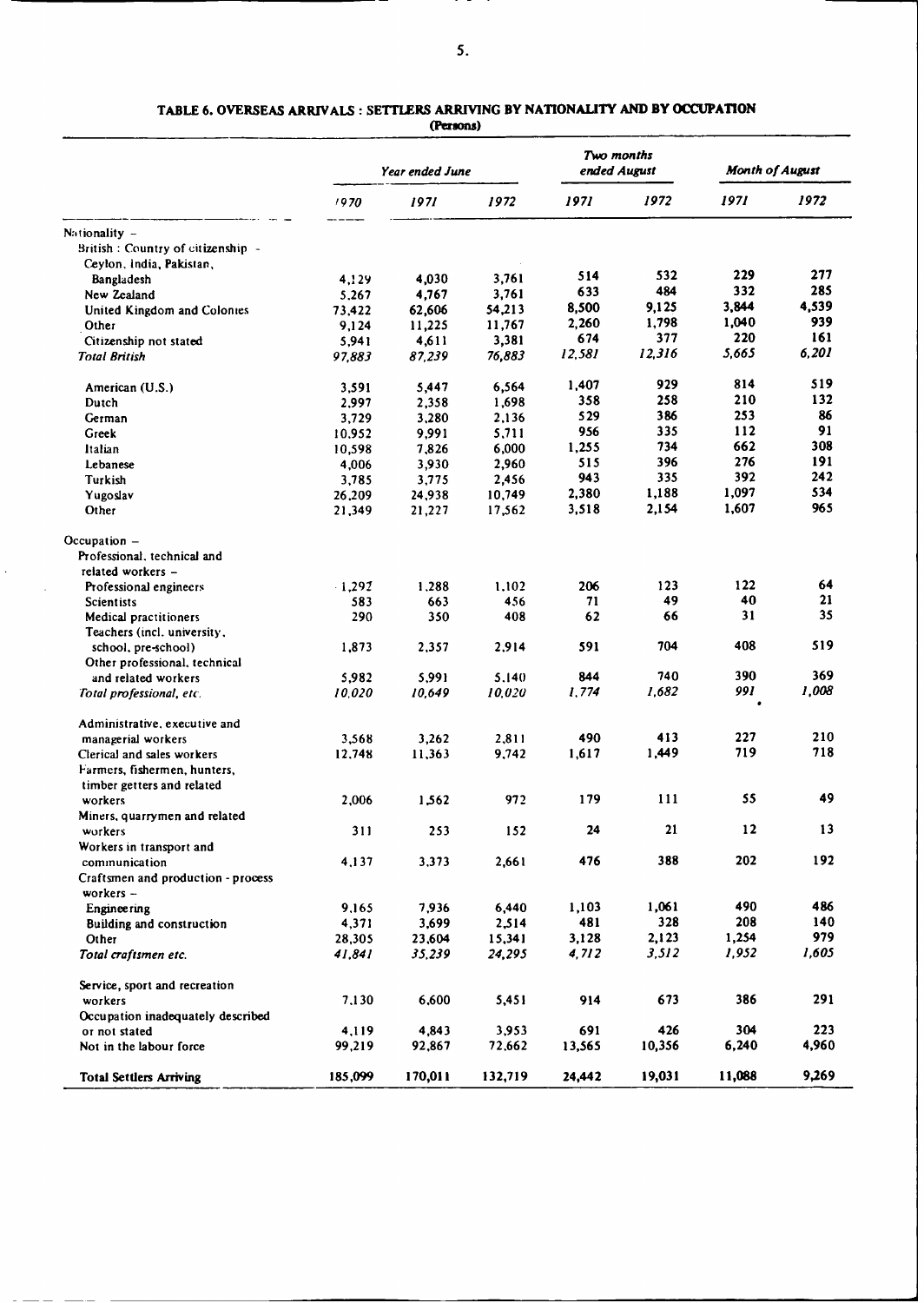## TABLE 6. OVERSEAS ARRIVALS : SETTLERS ARRIVING BY NATIONALITY AND BY OCCUPATION

(Persons)

| | *Year ended June* | | | *Two months ended August* | | *Month of August* | |
|---|---|---|---|---|---|---|---|
| | *1970* | *1971* | *1972* | *1971* | *1972* | *1971* | *1972* |
| Nationality – | | | | | | | |
| British : Country of citizenship – | | | | | | | |
| Ceylon, India, Pakistan, Bangladesh | 4,129 | 4,030 | 3,761 | 514 | 532 | 229 | 277 |
| New Zealand | 5,267 | 4,767 | 3,761 | 633 | 484 | 332 | 285 |
| United Kingdom and Colonies | 73,422 | 62,606 | 54,213 | 8,500 | 9,125 | 3,844 | 4,539 |
| Other | 9,124 | 11,225 | 11,767 | 2,260 | 1,798 | 1,040 | 939 |
| Citizenship not stated | 5,941 | 4,611 | 3,381 | 674 | 377 | 220 | 161 |
| *Total British* | *97,883* | *87,239* | *76,883* | *12,581* | *12,316* | *5,665* | *6,201* |
| American (U.S.) | 3,591 | 5,447 | 6,564 | 1,407 | 929 | 814 | 519 |
| Dutch | 2,997 | 2,358 | 1,698 | 358 | 258 | 210 | 132 |
| German | 3,729 | 3,280 | 2,136 | 529 | 386 | 253 | 86 |
| Greek | 10,952 | 9,991 | 5,711 | 956 | 335 | 112 | 91 |
| Italian | 10,598 | 7,826 | 6,000 | 1,255 | 734 | 662 | 308 |
| Lebanese | 4,006 | 3,930 | 2,960 | 515 | 396 | 276 | 191 |
| Turkish | 3,785 | 3,775 | 2,456 | 943 | 335 | 392 | 242 |
| Yugoslav | 26,209 | 24,938 | 10,749 | 2,380 | 1,188 | 1,097 | 534 |
| Other | 21,349 | 21,227 | 17,562 | 3,518 | 2,154 | 1,607 | 965 |
| Occupation – | | | | | | | |
| Professional, technical and related workers – | | | | | | | |
| Professional engineers | 1,292 | 1,288 | 1,102 | 206 | 123 | 122 | 64 |
| Scientists | 583 | 663 | 456 | 71 | 49 | 40 | 21 |
| Medical practitioners | 290 | 350 | 408 | 62 | 66 | 31 | 35 |
| Teachers (incl. university, school, pre-school) | 1,873 | 2,357 | 2,914 | 591 | 704 | 408 | 519 |
| Other professional, technical and related workers | 5,982 | 5,991 | 5,140 | 844 | 740 | 390 | 369 |
| *Total professional, etc.* | *10,020* | *10,649* | *10,020* | *1,774* | *1,682* | *991* | *1,008* |
| Administrative, executive and managerial workers | 3,568 | 3,262 | 2,811 | 490 | 413 | 227 | 210 |
| Clerical and sales workers | 12,748 | 11,363 | 9,742 | 1,617 | 1,449 | 719 | 718 |
| Farmers, fishermen, hunters, timber getters and related workers | 2,006 | 1,562 | 972 | 179 | 111 | 55 | 49 |
| Miners, quarrymen and related workers | 311 | 253 | 152 | 24 | 21 | 12 | 13 |
| Workers in transport and communication | 4,137 | 3,373 | 2,661 | 476 | 388 | 202 | 192 |
| Craftsmen and production - process workers – | | | | | | | |
| Engineering | 9,165 | 7,936 | 6,440 | 1,103 | 1,061 | 490 | 486 |
| Building and construction | 4,371 | 3,699 | 2,514 | 481 | 328 | 208 | 140 |
| Other | 28,305 | 23,604 | 15,341 | 3,128 | 2,123 | 1,254 | 979 |
| *Total craftsmen etc.* | *41,841* | *35,239* | *24,295* | *4,712* | *3,512* | *1,952* | *1,605* |
| Service, sport and recreation workers | 7,130 | 6,600 | 5,451 | 914 | 673 | 386 | 291 |
| Occupation inadequately described or not stated | 4,119 | 4,843 | 3,953 | 691 | 426 | 304 | 223 |
| Not in the labour force | 99,219 | 92,867 | 72,662 | 13,565 | 10,356 | 6,240 | 4,960 |
| **Total Settlers Arriving** | 185,099 | 170,011 | 132,719 | 24,442 | 19,031 | 11,088 | 9,269 |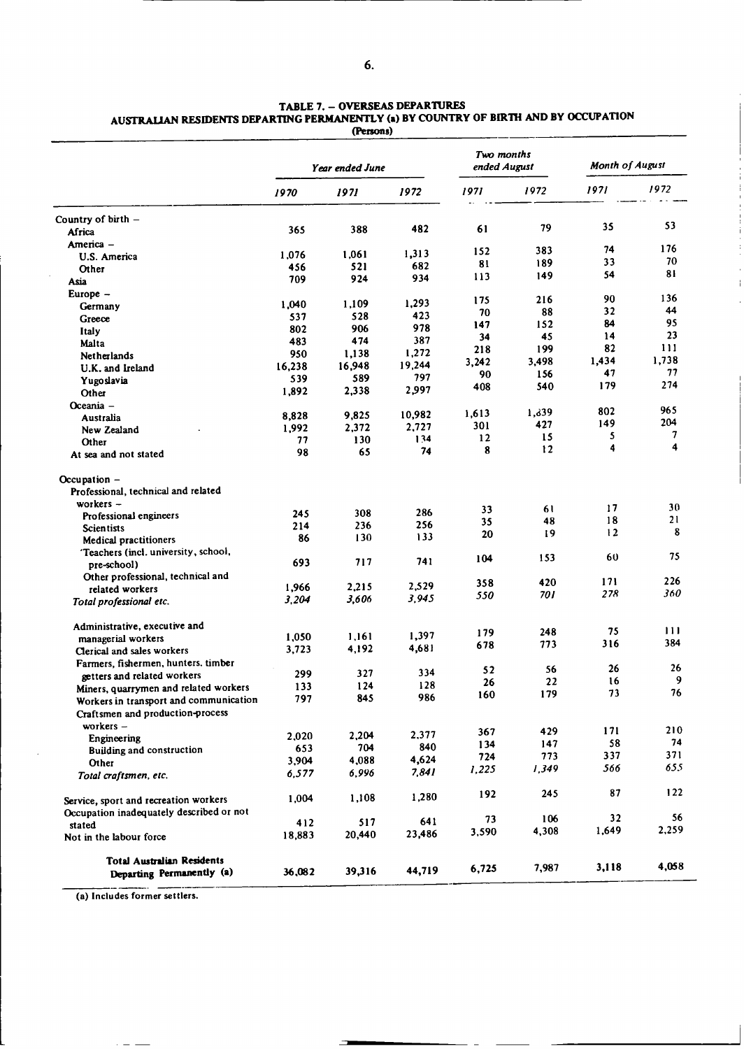**TABLE 7. – OVERSEAS DEPARTURES**

**AUSTRALIAN RESIDENTS DEPARTING PERMANENTLY (a) BY COUNTRY OF BIRTH AND BY OCCUPATION**

(Persons)

| | *Year ended June* | | | *Two months ended August* | | *Month of August* | |
|---|---|---|---|---|---|---|---|
| | *1970* | *1971* | *1972* | *1971* | *1972* | *1971* | *1972* |
| Country of birth – | | | | | | | |
| Africa | 365 | 388 | 482 | 61 | 79 | 35 | 53 |
| America – | | | | | | | |
| U.S. America | 1,076 | 1,061 | 1,313 | 152 | 383 | 74 | 176 |
| Other | 456 | 521 | 682 | 81 | 189 | 33 | 70 |
| Asia | 709 | 924 | 934 | 113 | 149 | 54 | 81 |
| Europe – | | | | | | | |
| Germany | 1,040 | 1,109 | 1,293 | 175 | 216 | 90 | 136 |
| Greece | 537 | 528 | 423 | 70 | 88 | 32 | 44 |
| Italy | 802 | 906 | 978 | 147 | 152 | 84 | 95 |
| Malta | 483 | 474 | 387 | 34 | 45 | 14 | 23 |
| Netherlands | 950 | 1,138 | 1,272 | 218 | 199 | 82 | 111 |
| U.K. and Ireland | 16,238 | 16,948 | 19,244 | 3,242 | 3,498 | 1,434 | 1,738 |
| Yugoslavia | 539 | 589 | 797 | 90 | 156 | 47 | 77 |
| Other | 1,892 | 2,338 | 2,997 | 408 | 540 | 179 | 274 |
| Oceania – | | | | | | | |
| Australia | 8,828 | 9,825 | 10,982 | 1,613 | 1,839 | 802 | 965 |
| New Zealand | 1,992 | 2,372 | 2,727 | 301 | 427 | 149 | 204 |
| Other | 77 | 130 | 134 | 12 | 15 | 5 | 7 |
| At sea and not stated | 98 | 65 | 74 | 8 | 12 | 4 | 4 |
| Occupation – | | | | | | | |
| Professional, technical and related workers – | | | | | | | |
| Professional engineers | 245 | 308 | 286 | 33 | 61 | 17 | 30 |
| Scientists | 214 | 236 | 256 | 35 | 48 | 18 | 21 |
| Medical practitioners | 86 | 130 | 133 | 20 | 19 | 12 | 8 |
| Teachers (incl. university, school, pre-school) | 693 | 717 | 741 | 104 | 153 | 60 | 75 |
| Other professional, technical and related workers | 1,966 | 2,215 | 2,529 | 358 | 420 | 171 | 226 |
| *Total professional etc.* | *3,204* | *3,606* | *3,945* | *550* | *701* | *278* | *360* |
| Administrative, executive and managerial workers | 1,050 | 1,161 | 1,397 | 179 | 248 | 75 | 111 |
| Clerical and sales workers | 3,723 | 4,192 | 4,681 | 678 | 773 | 316 | 384 |
| Farmers, fishermen, hunters, timber getters and related workers | 299 | 327 | 334 | 52 | 56 | 26 | 26 |
| Miners, quarrymen and related workers | 133 | 124 | 128 | 26 | 22 | 16 | 9 |
| Workers in transport and communication | 797 | 845 | 986 | 160 | 179 | 73 | 76 |
| Craftsmen and production-process workers – | | | | | | | |
| Engineering | 2,020 | 2,204 | 2,377 | 367 | 429 | 171 | 210 |
| Building and construction | 653 | 704 | 840 | 134 | 147 | 58 | 74 |
| Other | 3,904 | 4,088 | 4,624 | 724 | 773 | 337 | 371 |
| *Total craftsmen, etc.* | *6,577* | *6,996* | *7,841* | *1,225* | *1,349* | *566* | *655* |
| Service, sport and recreation workers | 1,004 | 1,108 | 1,280 | 192 | 245 | 87 | 122 |
| Occupation inadequately described or not stated | 412 | 517 | 641 | 73 | 106 | 32 | 56 |
| Not in the labour force | 18,883 | 20,440 | 23,486 | 3,590 | 4,308 | 1,649 | 2,259 |
| **Total Australian Residents Departing Permanently (a)** | 36,082 | 39,316 | 44,719 | 6,725 | 7,987 | 3,118 | 4,058 |

(a) Includes former settlers.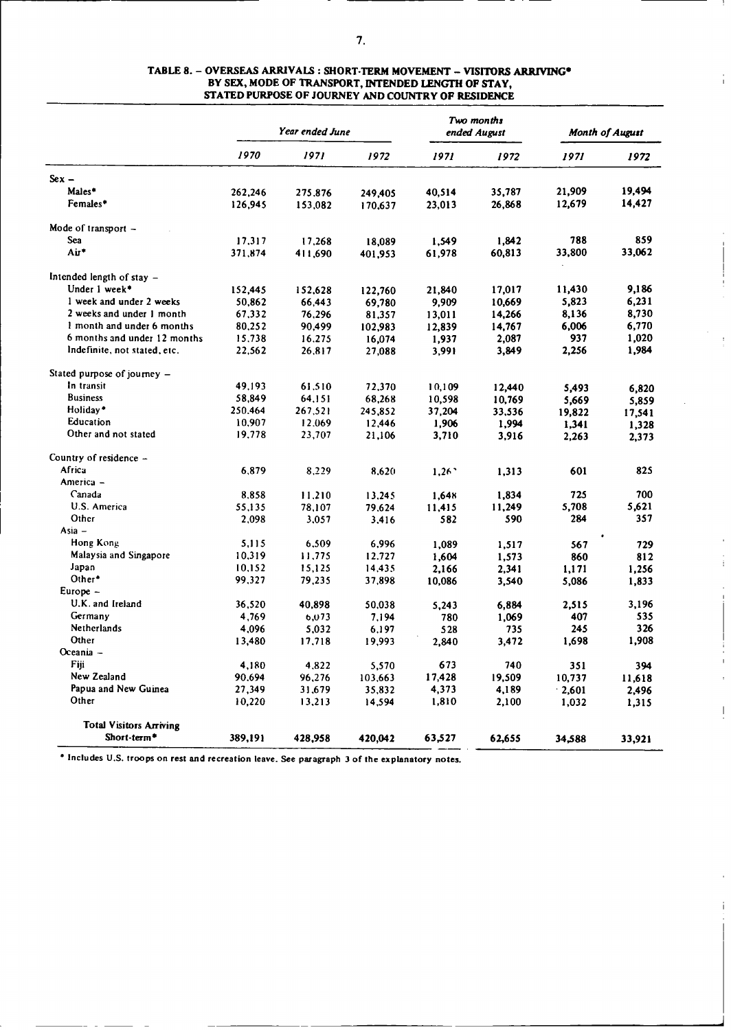### TABLE 8. – OVERSEAS ARRIVALS : SHORT-TERM MOVEMENT – VISITORS ARRIVING* BY SEX, MODE OF TRANSPORT, INTENDED LENGTH OF STAY, STATED PURPOSE OF JOURNEY AND COUNTRY OF RESIDENCE

| | Year ended June | | | Two months ended August | | Month of August | |
|---|---|---|---|---|---|---|---|
| | 1970 | 1971 | 1972 | 1971 | 1972 | 1971 | 1972 |
| **Sex –** | | | | | | | |
| Males* | 262,246 | 275,876 | 249,405 | 40,514 | 35,787 | 21,909 | 19,494 |
| Females* | 126,945 | 153,082 | 170,637 | 23,013 | 26,868 | 12,679 | 14,427 |
| **Mode of transport –** | | | | | | | |
| Sea | 17,317 | 17,268 | 18,089 | 1,549 | 1,842 | 788 | 859 |
| Air* | 371,874 | 411,690 | 401,953 | 61,978 | 60,813 | 33,800 | 33,062 |
| **Intended length of stay –** | | | | | | | |
| Under 1 week* | 152,445 | 152,628 | 122,760 | 21,840 | 17,017 | 11,430 | 9,186 |
| 1 week and under 2 weeks | 50,862 | 66,443 | 69,780 | 9,909 | 10,669 | 5,823 | 6,231 |
| 2 weeks and under 1 month | 67,332 | 76,296 | 81,357 | 13,011 | 14,266 | 8,136 | 8,730 |
| 1 month and under 6 months | 80,252 | 90,499 | 102,983 | 12,839 | 14,767 | 6,006 | 6,770 |
| 6 months and under 12 months | 15,738 | 16,275 | 16,074 | 1,937 | 2,087 | 937 | 1,020 |
| Indefinite, not stated, etc. | 22,562 | 26,817 | 27,088 | 3,991 | 3,849 | 2,256 | 1,984 |
| **Stated purpose of journey –** | | | | | | | |
| In transit | 49,193 | 61,510 | 72,370 | 10,109 | 12,440 | 5,493 | 6,820 |
| Business | 58,849 | 64,151 | 68,268 | 10,598 | 10,769 | 5,669 | 5,859 |
| Holiday* | 250,464 | 267,521 | 245,852 | 37,204 | 33,536 | 19,822 | 17,541 |
| Education | 10,907 | 12,069 | 12,446 | 1,906 | 1,994 | 1,341 | 1,328 |
| Other and not stated | 19,778 | 23,707 | 21,106 | 3,710 | 3,916 | 2,263 | 2,373 |
| **Country of residence –** | | | | | | | |
| Africa | 6,879 | 8,229 | 8,620 | 1,267 | 1,313 | 601 | 825 |
| America – | | | | | | | |
| Canada | 8,858 | 11,210 | 13,245 | 1,648 | 1,834 | 725 | 700 |
| U.S. America | 55,135 | 78,107 | 79,624 | 11,415 | 11,249 | 5,708 | 5,621 |
| Other | 2,098 | 3,057 | 3,416 | 582 | 590 | 284 | 357 |
| Asia – | | | | | | | |
| Hong Kong | 5,115 | 6,509 | 6,996 | 1,089 | 1,517 | 567 | 729 |
| Malaysia and Singapore | 10,319 | 11,775 | 12,727 | 1,604 | 1,573 | 860 | 812 |
| Japan | 10,152 | 15,125 | 14,435 | 2,166 | 2,341 | 1,171 | 1,256 |
| Other* | 99,327 | 79,235 | 37,898 | 10,086 | 3,540 | 5,086 | 1,833 |
| Europe – | | | | | | | |
| U.K. and Ireland | 36,520 | 40,898 | 50,038 | 5,243 | 6,884 | 2,515 | 3,196 |
| Germany | 4,769 | 6,073 | 7,194 | 780 | 1,069 | 407 | 535 |
| Netherlands | 4,096 | 5,032 | 6,197 | 528 | 735 | 245 | 326 |
| Other | 13,480 | 17,718 | 19,993 | 2,840 | 3,472 | 1,698 | 1,908 |
| Oceania – | | | | | | | |
| Fiji | 4,180 | 4,822 | 5,570 | 673 | 740 | 351 | 394 |
| New Zealand | 90,694 | 96,276 | 103,663 | 17,428 | 19,509 | 10,737 | 11,618 |
| Papua and New Guinea | 27,349 | 31,679 | 35,832 | 4,373 | 4,189 | 2,601 | 2,496 |
| Other | 10,220 | 13,213 | 14,594 | 1,810 | 2,100 | 1,032 | 1,315 |
| **Total Visitors Arriving Short-term*** | 389,191 | 428,958 | 420,042 | 63,527 | 62,655 | 34,588 | 33,921 |

* Includes U.S. troops on rest and recreation leave. See paragraph 3 of the explanatory notes.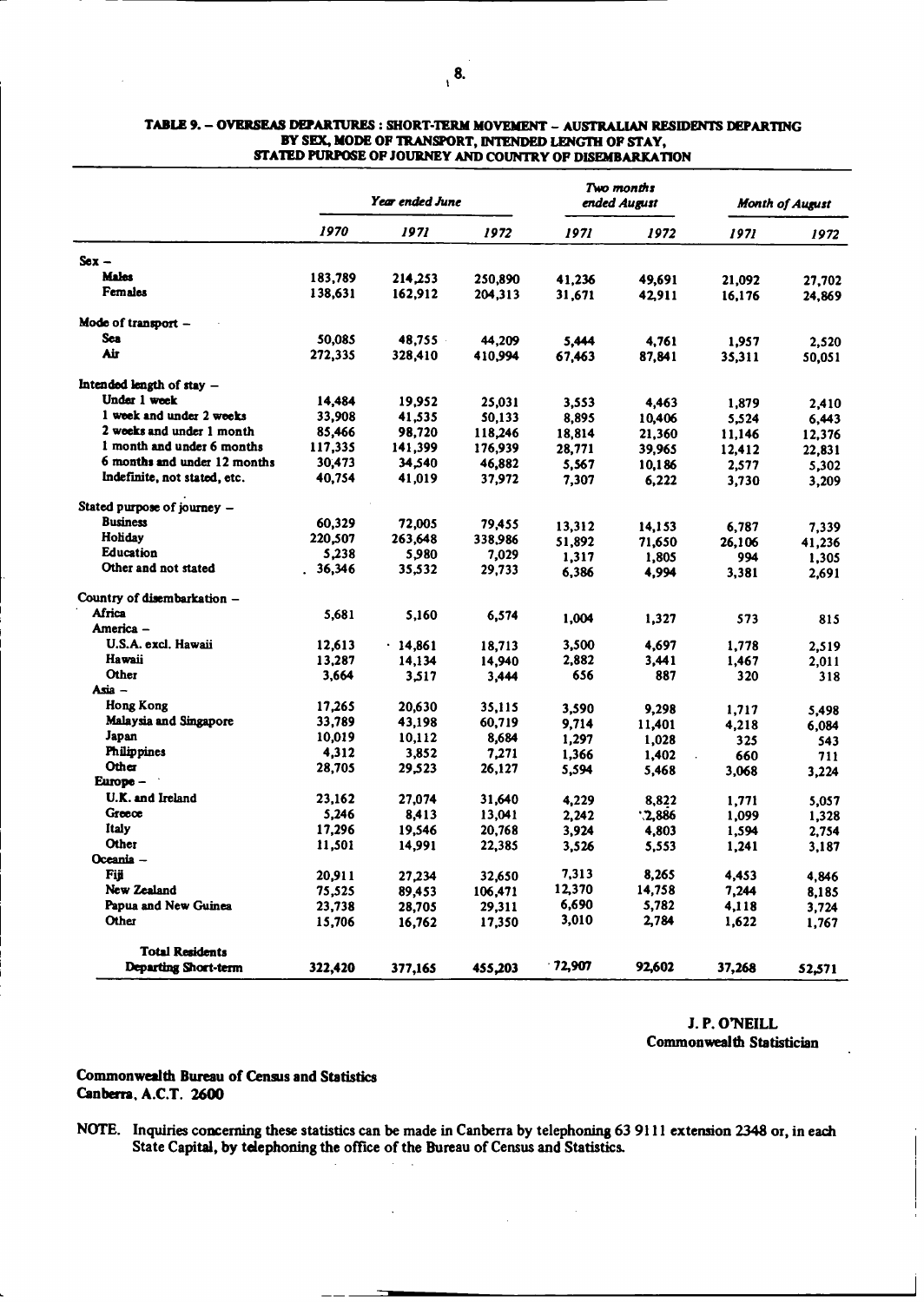**TABLE 9. – OVERSEAS DEPARTURES : SHORT-TERM MOVEMENT – AUSTRALIAN RESIDENTS DEPARTING BY SEX, MODE OF TRANSPORT, INTENDED LENGTH OF STAY, STATED PURPOSE OF JOURNEY AND COUNTRY OF DISEMBARKATION**

| | *Year ended June* | | | *Two months ended August* | | *Month of August* | |
|---|---|---|---|---|---|---|---|
| | *1970* | *1971* | *1972* | *1971* | *1972* | *1971* | *1972* |
| Sex – | | | | | | | |
| Males | 183,789 | 214,253 | 250,890 | 41,236 | 49,691 | 21,092 | 27,702 |
| Females | 138,631 | 162,912 | 204,313 | 31,671 | 42,911 | 16,176 | 24,869 |
| Mode of transport – | | | | | | | |
| Sea | 50,085 | 48,755 | 44,209 | 5,444 | 4,761 | 1,957 | 2,520 |
| Air | 272,335 | 328,410 | 410,994 | 67,463 | 87,841 | 35,311 | 50,051 |
| Intended length of stay – | | | | | | | |
| Under 1 week | 14,484 | 19,952 | 25,031 | 3,553 | 4,463 | 1,879 | 2,410 |
| 1 week and under 2 weeks | 33,908 | 41,535 | 50,133 | 8,895 | 10,406 | 5,524 | 6,443 |
| 2 weeks and under 1 month | 85,466 | 98,720 | 118,246 | 18,814 | 21,360 | 11,146 | 12,376 |
| 1 month and under 6 months | 117,335 | 141,399 | 176,939 | 28,771 | 39,965 | 12,412 | 22,831 |
| 6 months and under 12 months | 30,473 | 34,540 | 46,882 | 5,567 | 10,186 | 2,577 | 5,302 |
| Indefinite, not stated, etc. | 40,754 | 41,019 | 37,972 | 7,307 | 6,222 | 3,730 | 3,209 |
| Stated purpose of journey – | | | | | | | |
| Business | 60,329 | 72,005 | 79,455 | 13,312 | 14,153 | 6,787 | 7,339 |
| Holiday | 220,507 | 263,648 | 338,986 | 51,892 | 71,650 | 26,106 | 41,236 |
| Education | 5,238 | 5,980 | 7,029 | 1,317 | 1,805 | 994 | 1,305 |
| Other and not stated | 36,346 | 35,532 | 29,733 | 6,386 | 4,994 | 3,381 | 2,691 |
| Country of disembarkation – | | | | | | | |
| Africa | 5,681 | 5,160 | 6,574 | 1,004 | 1,327 | 573 | 815 |
| America – | | | | | | | |
| U.S.A. excl. Hawaii | 12,613 | 14,861 | 18,713 | 3,500 | 4,697 | 1,778 | 2,519 |
| Hawaii | 13,287 | 14,134 | 14,940 | 2,882 | 3,441 | 1,467 | 2,011 |
| Other | 3,664 | 3,517 | 3,444 | 656 | 887 | 320 | 318 |
| Asia – | | | | | | | |
| Hong Kong | 17,265 | 20,630 | 35,115 | 3,590 | 9,298 | 1,717 | 5,498 |
| Malaysia and Singapore | 33,789 | 43,198 | 60,719 | 9,714 | 11,401 | 4,218 | 6,084 |
| Japan | 10,019 | 10,112 | 8,684 | 1,297 | 1,028 | 325 | 543 |
| Philippines | 4,312 | 3,852 | 7,271 | 1,366 | 1,402 | 660 | 711 |
| Other | 28,705 | 29,523 | 26,127 | 5,594 | 5,468 | 3,068 | 3,224 |
| Europe – | | | | | | | |
| U.K. and Ireland | 23,162 | 27,074 | 31,640 | 4,229 | 8,822 | 1,771 | 5,057 |
| Greece | 5,246 | 8,413 | 13,041 | 2,242 | 2,886 | 1,099 | 1,328 |
| Italy | 17,296 | 19,546 | 20,768 | 3,924 | 4,803 | 1,594 | 2,754 |
| Other | 11,501 | 14,991 | 22,385 | 3,526 | 5,553 | 1,241 | 3,187 |
| Oceania – | | | | | | | |
| Fiji | 20,911 | 27,234 | 32,650 | 7,313 | 8,265 | 4,453 | 4,846 |
| New Zealand | 75,525 | 89,453 | 106,471 | 12,370 | 14,758 | 7,244 | 8,185 |
| Papua and New Guinea | 23,738 | 28,705 | 29,311 | 6,690 | 5,782 | 4,118 | 3,724 |
| Other | 15,706 | 16,762 | 17,350 | 3,010 | 2,784 | 1,622 | 1,767 |
| **Total Residents Departing Short-term** | 322,420 | 377,165 | 455,203 | 72,907 | 92,602 | 37,268 | 52,571 |

**J. P. O'NEILL**
**Commonwealth Statistician**

**Commonwealth Bureau of Census and Statistics**
**Canberra, A.C.T. 2600**

NOTE. Inquiries concerning these statistics can be made in Canberra by telephoning 63 9111 extension 2348 or, in each State Capital, by telephoning the office of the Bureau of Census and Statistics.